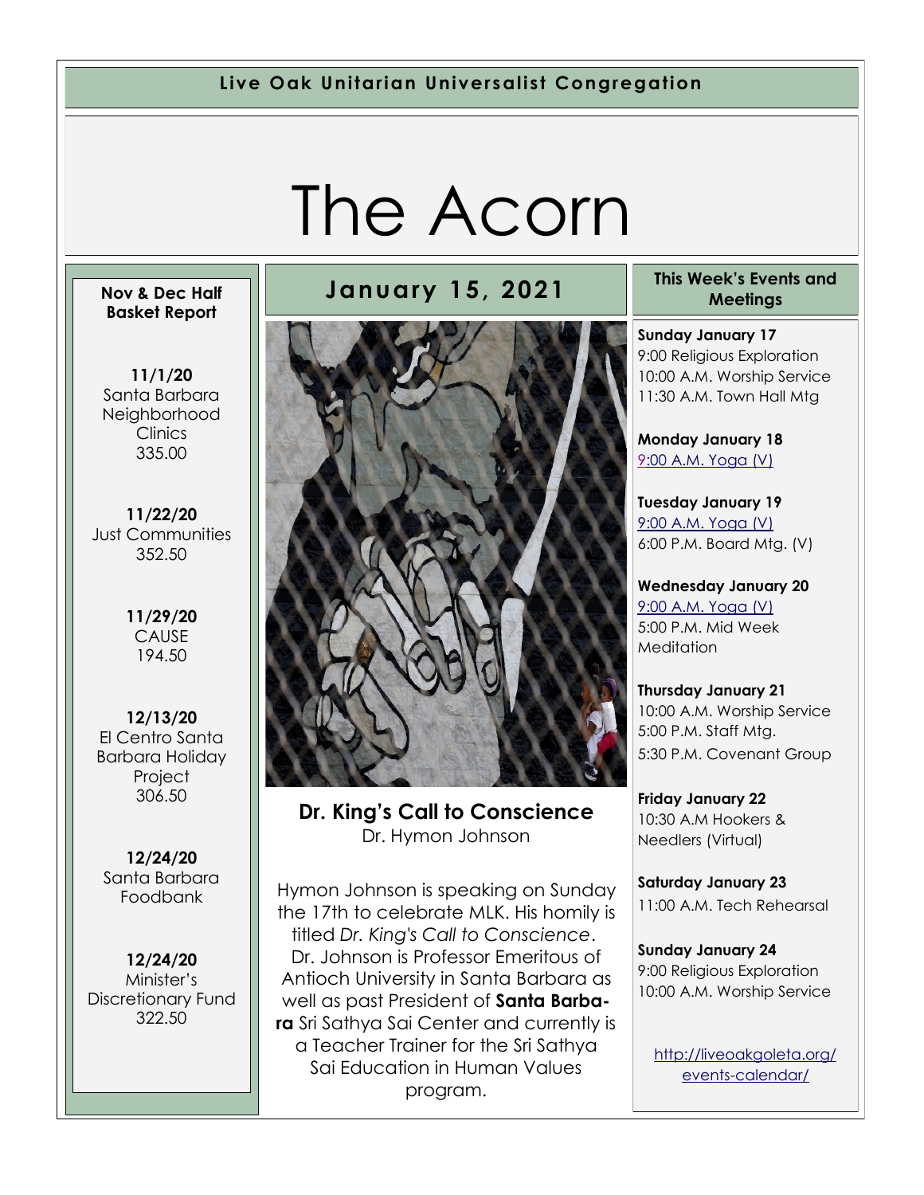**Live Oak Unitarian Universalist Congregation**

# The Acorn

## January 15, 2021

### Dr. King's Call to Conscience

Dr. Hymon Johnson

Hymon Johnson is speaking on Sunday the 17th to celebrate MLK. His homily is titled *Dr. King's Call to Conscience*. Dr. Johnson is Professor Emeritus of Antioch University in Santa Barbara as well as past President of **Santa Barbara** Sri Sathya Sai Center and currently is a Teacher Trainer for the Sri Sathya Sai Education in Human Values program.

### Nov & Dec Half Basket Report

**11/1/20**
Santa Barbara Neighborhood Clinics
335.00

**11/22/20**
Just Communities
352.50

**11/29/20**
CAUSE
194.50

**12/13/20**
El Centro Santa Barbara Holiday Project
306.50

**12/24/20**
Santa Barbara Foodbank

**12/24/20**
Minister's Discretionary Fund
322.50

### This Week's Events and Meetings

**Sunday January 17**
9:00 Religious Exploration
10:00 A.M. Worship Service
11:30 A.M. Town Hall Mtg

**Monday January 18**
9:00 A.M. Yoga (V)

**Tuesday January 19**
9:00 A.M. Yoga (V)
6:00 P.M. Board Mtg. (V)

**Wednesday January 20**
9:00 A.M. Yoga (V)
5:00 P.M. Mid Week Meditation

**Thursday January 21**
10:00 A.M. Worship Service
5:00 P.M. Staff Mtg.
5:30 P.M. Covenant Group

**Friday January 22**
10:30 A.M Hookers & Needlers (Virtual)

**Saturday January 23**
11:00 A.M. Tech Rehearsal

**Sunday January 24**
9:00 Religious Exploration
10:00 A.M. Worship Service

http://liveoakgoleta.org/events-calendar/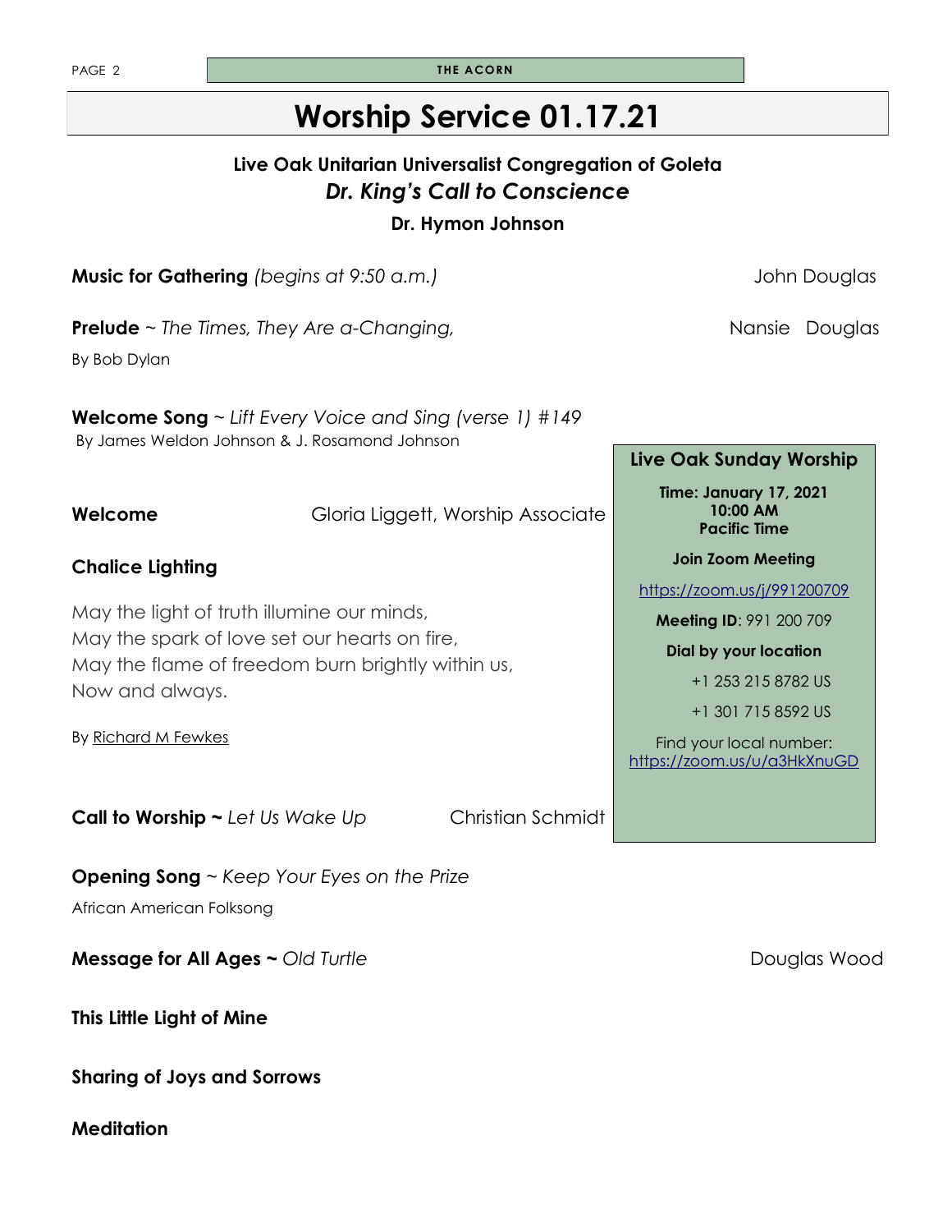# Worship Service 01.17.21

### Live Oak Unitarian Universalist Congregation of Goleta

## *Dr. King's Call to Conscience*

**Dr. Hymon Johnson**

**Music for Gathering** *(begins at 9:50 a.m.)* John Douglas

**Prelude** ~ *The Times, They Are a-Changing,* Nansie Douglas

By Bob Dylan

**Welcome Song** ~ *Lift Every Voice and Sing (verse 1) #149*

By James Weldon Johnson & J. Rosamond Johnson

**Welcome** Gloria Liggett, Worship Associate

**Chalice Lighting**

May the light of truth illumine our minds,
May the spark of love set our hearts on fire,
May the flame of freedom burn brightly within us,
Now and always.

By Richard M Fewkes

**Call to Worship ~** *Let Us Wake Up* Christian Schmidt

**Opening Song** ~ *Keep Your Eyes on the Prize*

African American Folksong

**Message for All Ages ~** *Old Turtle* Douglas Wood

**This Little Light of Mine**

**Sharing of Joys and Sorrows**

**Meditation**

---

**Live Oak Sunday Worship**

**Time: January 17, 2021**
**10:00 AM**
**Pacific Time**

**Join Zoom Meeting**

https://zoom.us/j/991200709

**Meeting ID**: 991 200 709

**Dial by your location**

+1 253 215 8782 US

+1 301 715 8592 US

Find your local number: https://zoom.us/u/a3HkXnuGD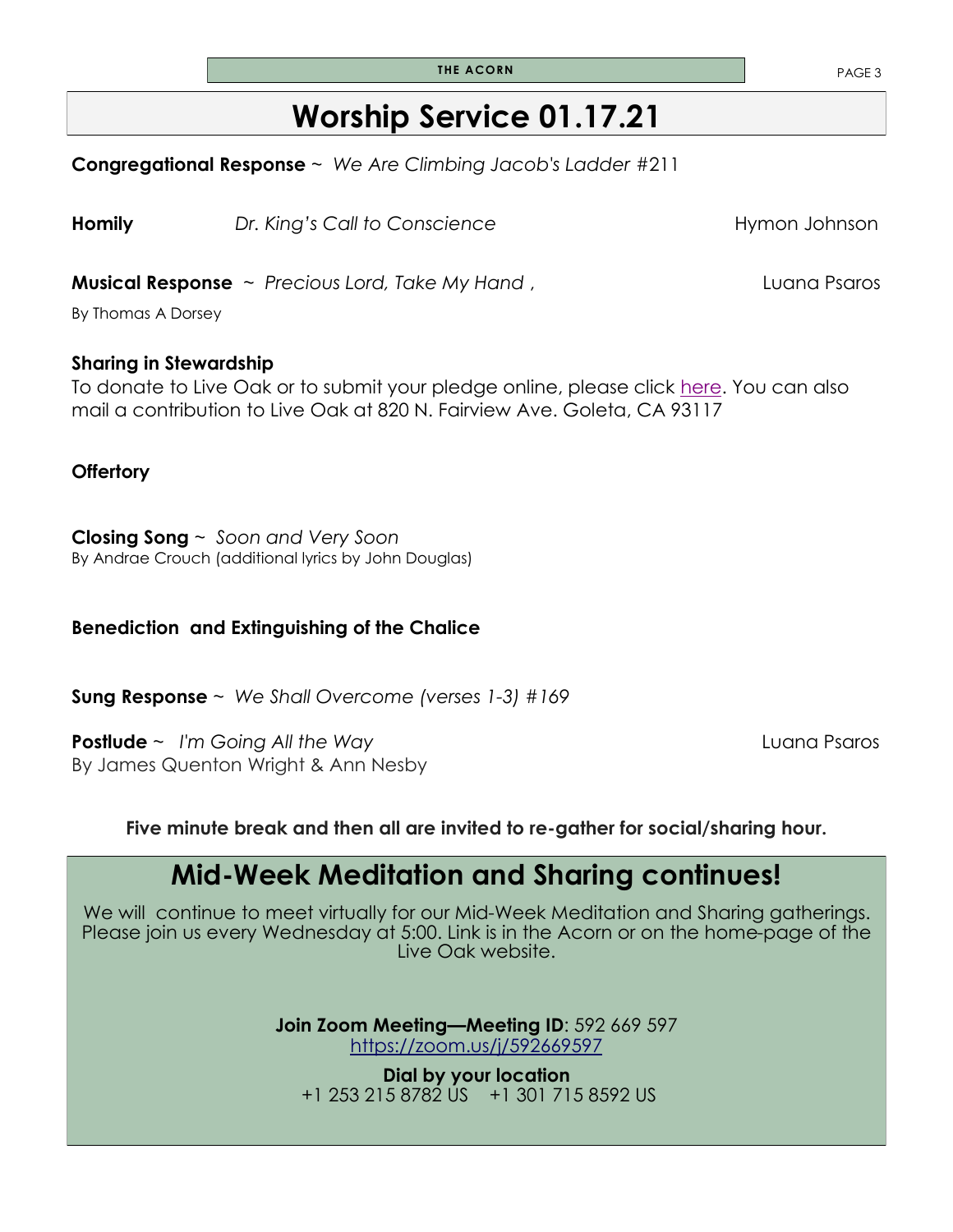# Worship Service 01.17.21

**Congregational Response** ~ *We Are Climbing Jacob's Ladder* #211

**Homily** *Dr. King's Call to Conscience* Hymon Johnson

**Musical Response** ~ *Precious Lord, Take My Hand* , Luana Psaros
By Thomas A Dorsey

**Sharing in Stewardship**
To donate to Live Oak or to submit your pledge online, please click here. You can also mail a contribution to Live Oak at 820 N. Fairview Ave. Goleta, CA 93117

**Offertory**

**Closing Song** ~ *Soon and Very Soon*
By Andrae Crouch (additional lyrics by John Douglas)

**Benediction and Extinguishing of the Chalice**

**Sung Response** ~ *We Shall Overcome (verses 1-3) #169*

**Postlude** ~ *I'm Going All the Way* Luana Psaros
By James Quenton Wright & Ann Nesby

**Five minute break and then all are invited to re-gather for social/sharing hour.**

## Mid-Week Meditation and Sharing continues!

We will continue to meet virtually for our Mid-Week Meditation and Sharing gatherings. Please join us every Wednesday at 5:00. Link is in the Acorn or on the home-page of the Live Oak website.

**Join Zoom Meeting—Meeting ID**: 592 669 597
https://zoom.us/j/592669597

**Dial by your location**
+1 253 215 8782 US +1 301 715 8592 US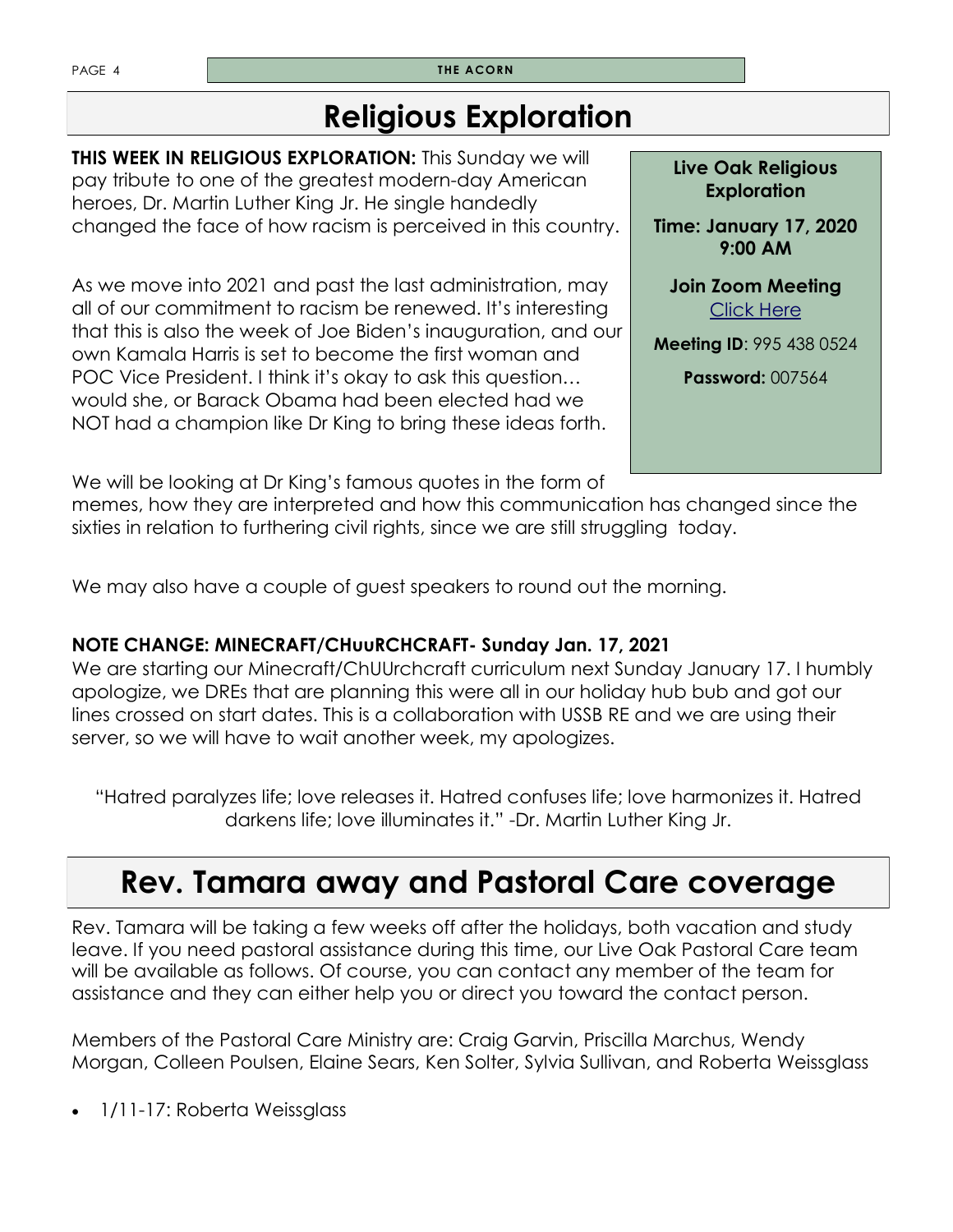# Religious Exploration

**THIS WEEK IN RELIGIOUS EXPLORATION:** This Sunday we will pay tribute to one of the greatest modern-day American heroes, Dr. Martin Luther King Jr. He single handedly changed the face of how racism is perceived in this country.

As we move into 2021 and past the last administration, may all of our commitment to racism be renewed. It's interesting that this is also the week of Joe Biden's inauguration, and our own Kamala Harris is set to become the first woman and POC Vice President. I think it's okay to ask this question… would she, or Barack Obama had been elected had we NOT had a champion like Dr King to bring these ideas forth.

We will be looking at Dr King's famous quotes in the form of memes, how they are interpreted and how this communication has changed since the sixties in relation to furthering civil rights, since we are still struggling today.

We may also have a couple of guest speakers to round out the morning.

**Live Oak Religious Exploration**

**Time: January 17, 2020 9:00 AM**

**Join Zoom Meeting**
Click Here

**Meeting ID**: 995 438 0524

**Password:** 007564

**NOTE CHANGE: MINECRAFT/CHuuRCHCRAFT- Sunday Jan. 17, 2021**

We are starting our Minecraft/ChUUrchcraft curriculum next Sunday January 17. I humbly apologize, we DREs that are planning this were all in our holiday hub bub and got our lines crossed on start dates. This is a collaboration with USSB RE and we are using their server, so we will have to wait another week, my apologizes.

"Hatred paralyzes life; love releases it. Hatred confuses life; love harmonizes it. Hatred darkens life; love illuminates it." -Dr. Martin Luther King Jr.

# Rev. Tamara away and Pastoral Care coverage

Rev. Tamara will be taking a few weeks off after the holidays, both vacation and study leave. If you need pastoral assistance during this time, our Live Oak Pastoral Care team will be available as follows. Of course, you can contact any member of the team for assistance and they can either help you or direct you toward the contact person.

Members of the Pastoral Care Ministry are: Craig Garvin, Priscilla Marchus, Wendy Morgan, Colleen Poulsen, Elaine Sears, Ken Solter, Sylvia Sullivan, and Roberta Weissglass

- 1/11-17: Roberta Weissglass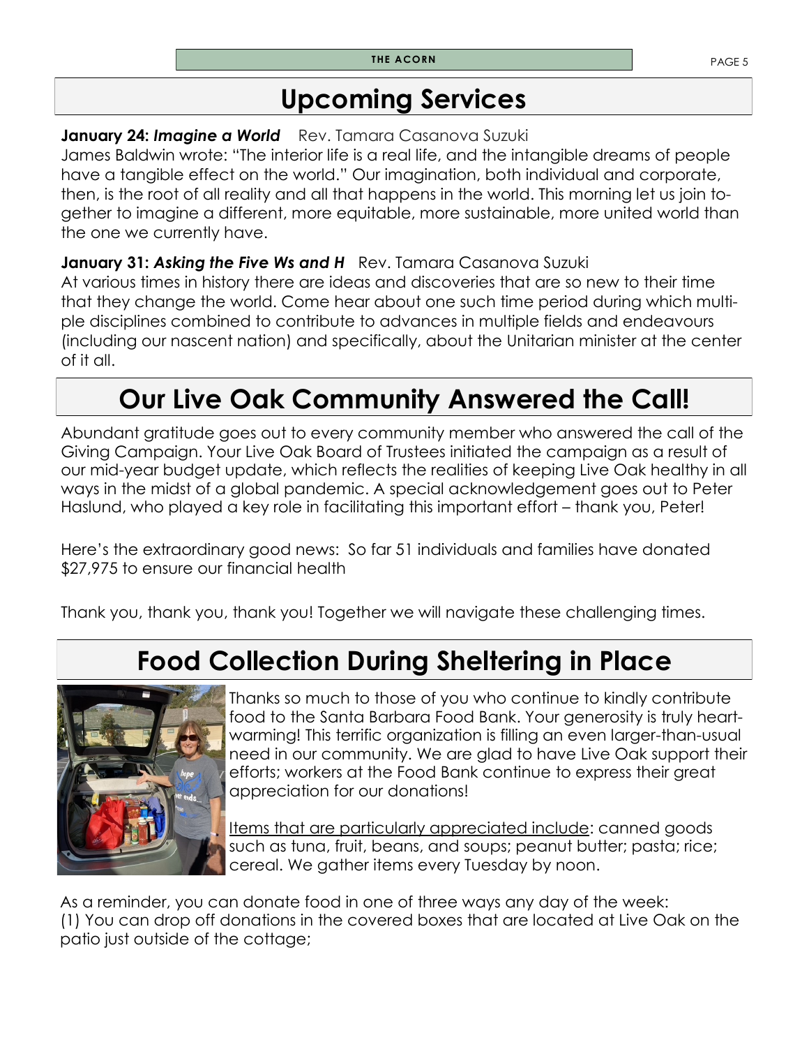# Upcoming Services

**January 24: *Imagine a World*** Rev. Tamara Casanova Suzuki
James Baldwin wrote: "The interior life is a real life, and the intangible dreams of people have a tangible effect on the world." Our imagination, both individual and corporate, then, is the root of all reality and all that happens in the world. This morning let us join together to imagine a different, more equitable, more sustainable, more united world than the one we currently have.

**January 31: *Asking the Five Ws and H*** Rev. Tamara Casanova Suzuki
At various times in history there are ideas and discoveries that are so new to their time that they change the world. Come hear about one such time period during which multiple disciplines combined to contribute to advances in multiple fields and endeavours (including our nascent nation) and specifically, about the Unitarian minister at the center of it all.

# Our Live Oak Community Answered the Call!

Abundant gratitude goes out to every community member who answered the call of the Giving Campaign. Your Live Oak Board of Trustees initiated the campaign as a result of our mid-year budget update, which reflects the realities of keeping Live Oak healthy in all ways in the midst of a global pandemic. A special acknowledgement goes out to Peter Haslund, who played a key role in facilitating this important effort – thank you, Peter!

Here's the extraordinary good news: So far 51 individuals and families have donated $27,975 to ensure our financial health

Thank you, thank you, thank you! Together we will navigate these challenging times.

# Food Collection During Sheltering in Place

Thanks so much to those of you who continue to kindly contribute food to the Santa Barbara Food Bank. Your generosity is truly heartwarming! This terrific organization is filling an even larger-than-usual need in our community. We are glad to have Live Oak support their efforts; workers at the Food Bank continue to express their great appreciation for our donations!

Items that are particularly appreciated include: canned goods such as tuna, fruit, beans, and soups; peanut butter; pasta; rice; cereal. We gather items every Tuesday by noon.

As a reminder, you can donate food in one of three ways any day of the week:
(1) You can drop off donations in the covered boxes that are located at Live Oak on the patio just outside of the cottage;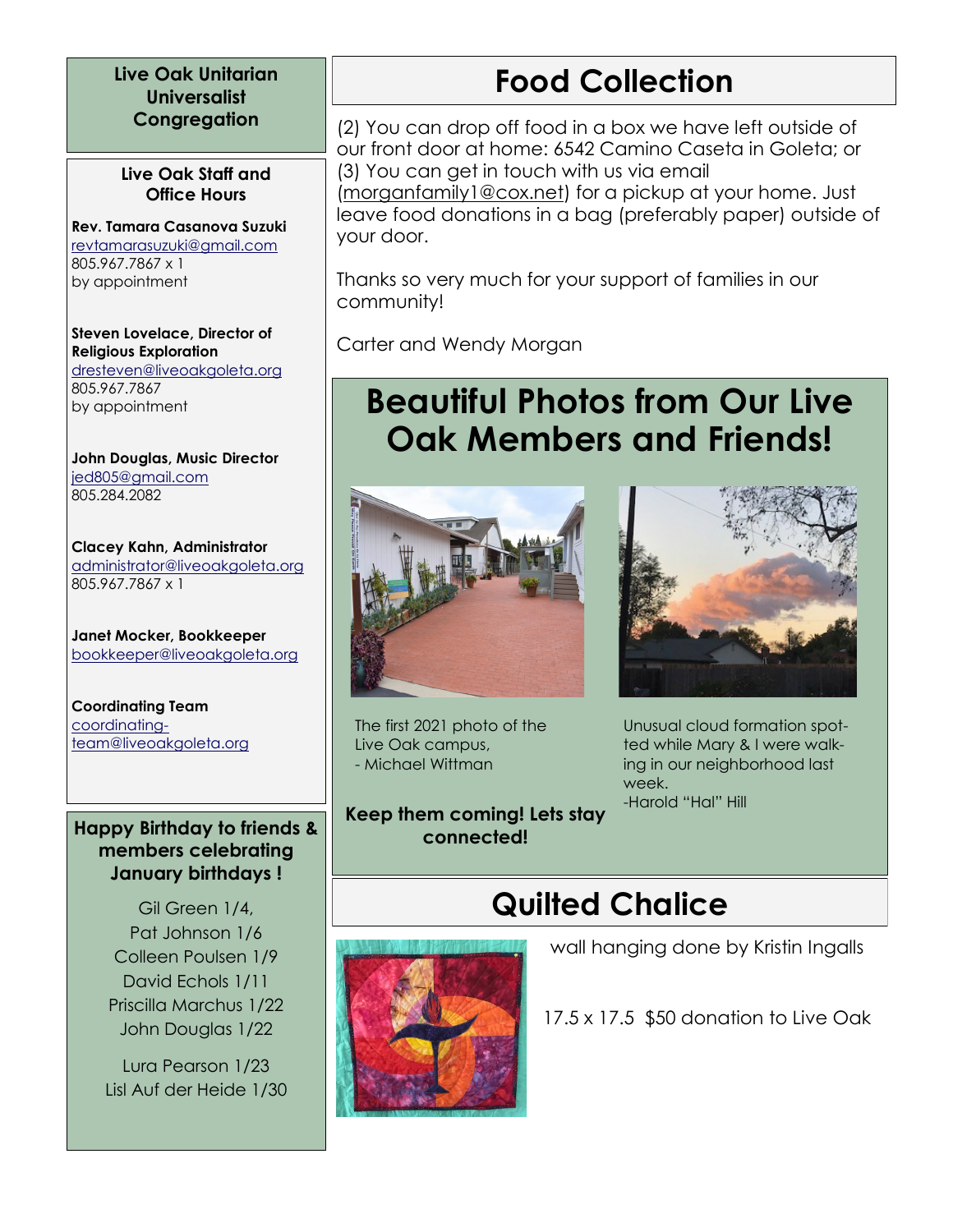**Live Oak Unitarian Universalist Congregation**

**Live Oak Staff and Office Hours**

**Rev. Tamara Casanova Suzuki**
revtamarasuzuki@gmail.com
805.967.7867 x 1
by appointment

**Steven Lovelace, Director of Religious Exploration**
dresteven@liveoakgoleta.org
805.967.7867
by appointment

**John Douglas, Music Director**
jed805@gmail.com
805.284.2082

**Clacey Kahn, Administrator**
administrator@liveoakgoleta.org
805.967.7867 x 1

**Janet Mocker, Bookkeeper**
bookkeeper@liveoakgoleta.org

**Coordinating Team**
coordinating-team@liveoakgoleta.org

**Happy Birthday to friends & members celebrating January birthdays !**

Gil Green 1/4,
Pat Johnson 1/6
Colleen Poulsen 1/9
David Echols 1/11
Priscilla Marchus 1/22
John Douglas 1/22

Lura Pearson 1/23
Lisl Auf der Heide 1/30

# Food Collection

(2) You can drop off food in a box we have left outside of our front door at home: 6542 Camino Caseta in Goleta; or
(3) You can get in touch with us via email (morganfamily1@cox.net) for a pickup at your home. Just leave food donations in a bag (preferably paper) outside of your door.

Thanks so very much for your support of families in our community!

Carter and Wendy Morgan

# Beautiful Photos from Our Live Oak Members and Friends!

The first 2021 photo of the Live Oak campus,
- Michael Wittman

Unusual cloud formation spotted while Mary & I were walking in our neighborhood last week.
-Harold "Hal" Hill

**Keep them coming! Lets stay connected!**

# Quilted Chalice

wall hanging done by Kristin Ingalls

17.5 x 17.5 $50 donation to Live Oak